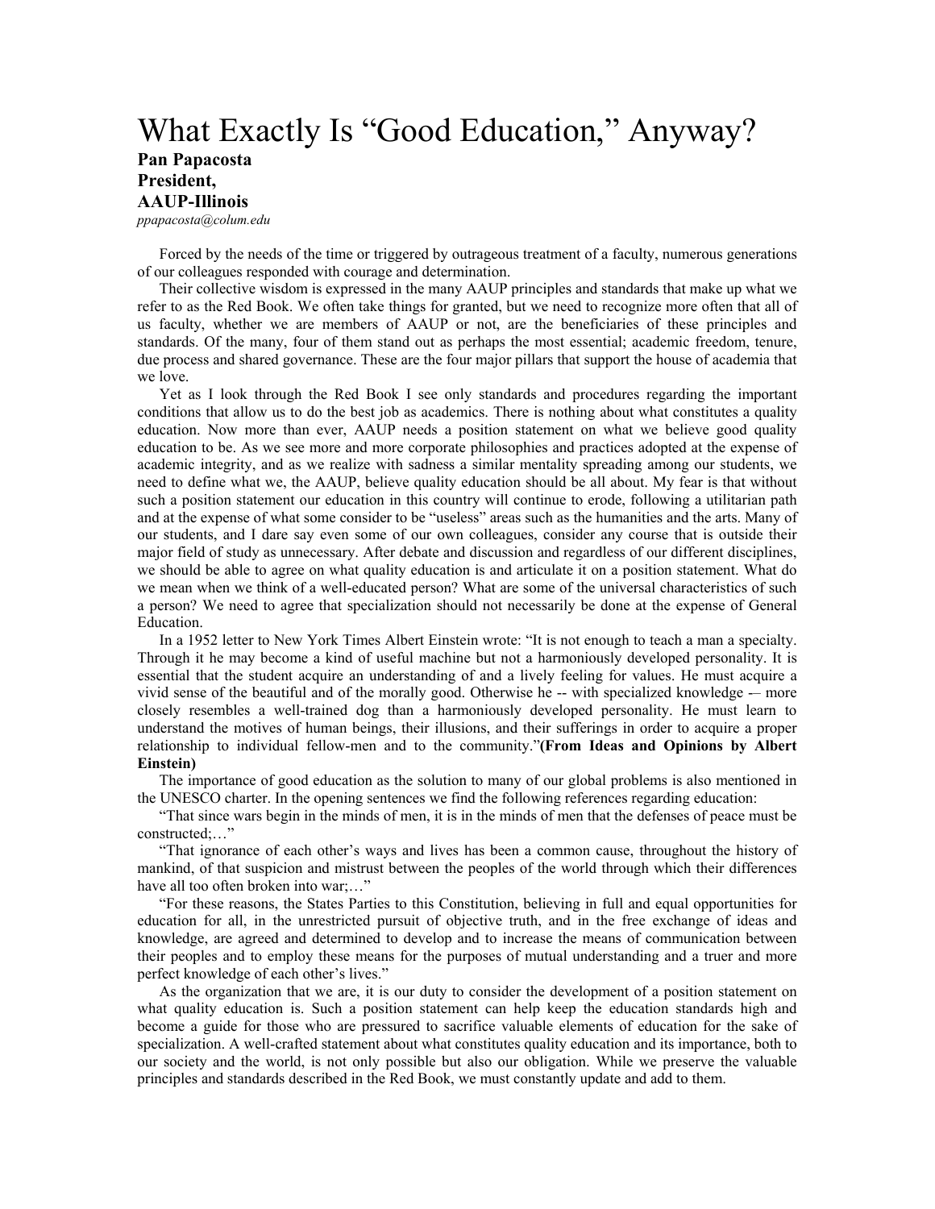# What Exactly Is "Good Education," Anyway?

**Pan Papacosta**
**President,**
**AAUP-Illinois**
*ppapacosta@colum.edu*

Forced by the needs of the time or triggered by outrageous treatment of a faculty, numerous generations of our colleagues responded with courage and determination.

Their collective wisdom is expressed in the many AAUP principles and standards that make up what we refer to as the Red Book. We often take things for granted, but we need to recognize more often that all of us faculty, whether we are members of AAUP or not, are the beneficiaries of these principles and standards. Of the many, four of them stand out as perhaps the most essential; academic freedom, tenure, due process and shared governance. These are the four major pillars that support the house of academia that we love.

Yet as I look through the Red Book I see only standards and procedures regarding the important conditions that allow us to do the best job as academics. There is nothing about what constitutes a quality education. Now more than ever, AAUP needs a position statement on what we believe good quality education to be. As we see more and more corporate philosophies and practices adopted at the expense of academic integrity, and as we realize with sadness a similar mentality spreading among our students, we need to define what we, the AAUP, believe quality education should be all about. My fear is that without such a position statement our education in this country will continue to erode, following a utilitarian path and at the expense of what some consider to be "useless" areas such as the humanities and the arts. Many of our students, and I dare say even some of our own colleagues, consider any course that is outside their major field of study as unnecessary. After debate and discussion and regardless of our different disciplines, we should be able to agree on what quality education is and articulate it on a position statement. What do we mean when we think of a well-educated person? What are some of the universal characteristics of such a person? We need to agree that specialization should not necessarily be done at the expense of General Education.

In a 1952 letter to New York Times Albert Einstein wrote: "It is not enough to teach a man a specialty. Through it he may become a kind of useful machine but not a harmoniously developed personality. It is essential that the student acquire an understanding of and a lively feeling for values. He must acquire a vivid sense of the beautiful and of the morally good. Otherwise he -- with specialized knowledge -– more closely resembles a well-trained dog than a harmoniously developed personality. He must learn to understand the motives of human beings, their illusions, and their sufferings in order to acquire a proper relationship to individual fellow-men and to the community."**(From Ideas and Opinions by Albert Einstein)**

The importance of good education as the solution to many of our global problems is also mentioned in the UNESCO charter. In the opening sentences we find the following references regarding education:

"That since wars begin in the minds of men, it is in the minds of men that the defenses of peace must be constructed;…"

"That ignorance of each other's ways and lives has been a common cause, throughout the history of mankind, of that suspicion and mistrust between the peoples of the world through which their differences have all too often broken into war;…"

"For these reasons, the States Parties to this Constitution, believing in full and equal opportunities for education for all, in the unrestricted pursuit of objective truth, and in the free exchange of ideas and knowledge, are agreed and determined to develop and to increase the means of communication between their peoples and to employ these means for the purposes of mutual understanding and a truer and more perfect knowledge of each other's lives."

As the organization that we are, it is our duty to consider the development of a position statement on what quality education is. Such a position statement can help keep the education standards high and become a guide for those who are pressured to sacrifice valuable elements of education for the sake of specialization. A well-crafted statement about what constitutes quality education and its importance, both to our society and the world, is not only possible but also our obligation. While we preserve the valuable principles and standards described in the Red Book, we must constantly update and add to them.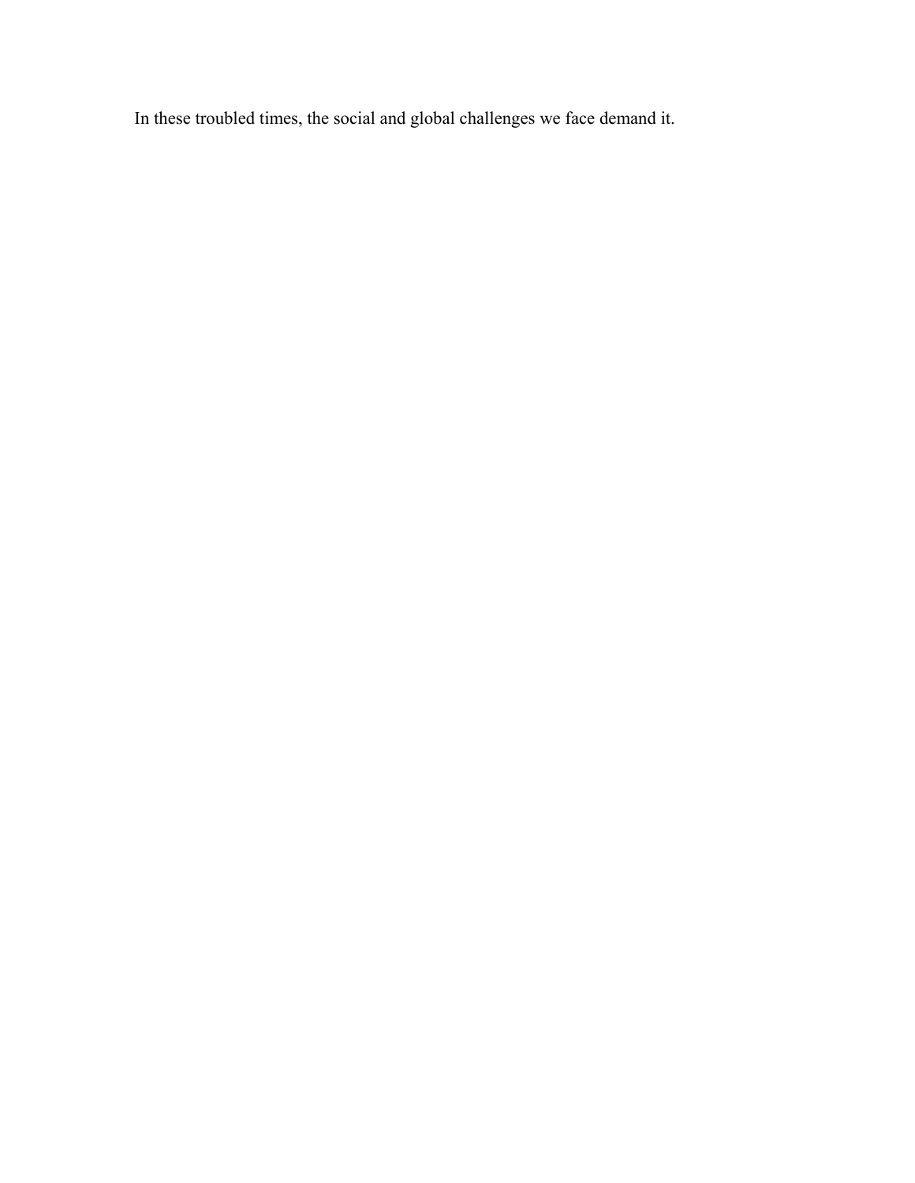In these troubled times, the social and global challenges we face demand it.